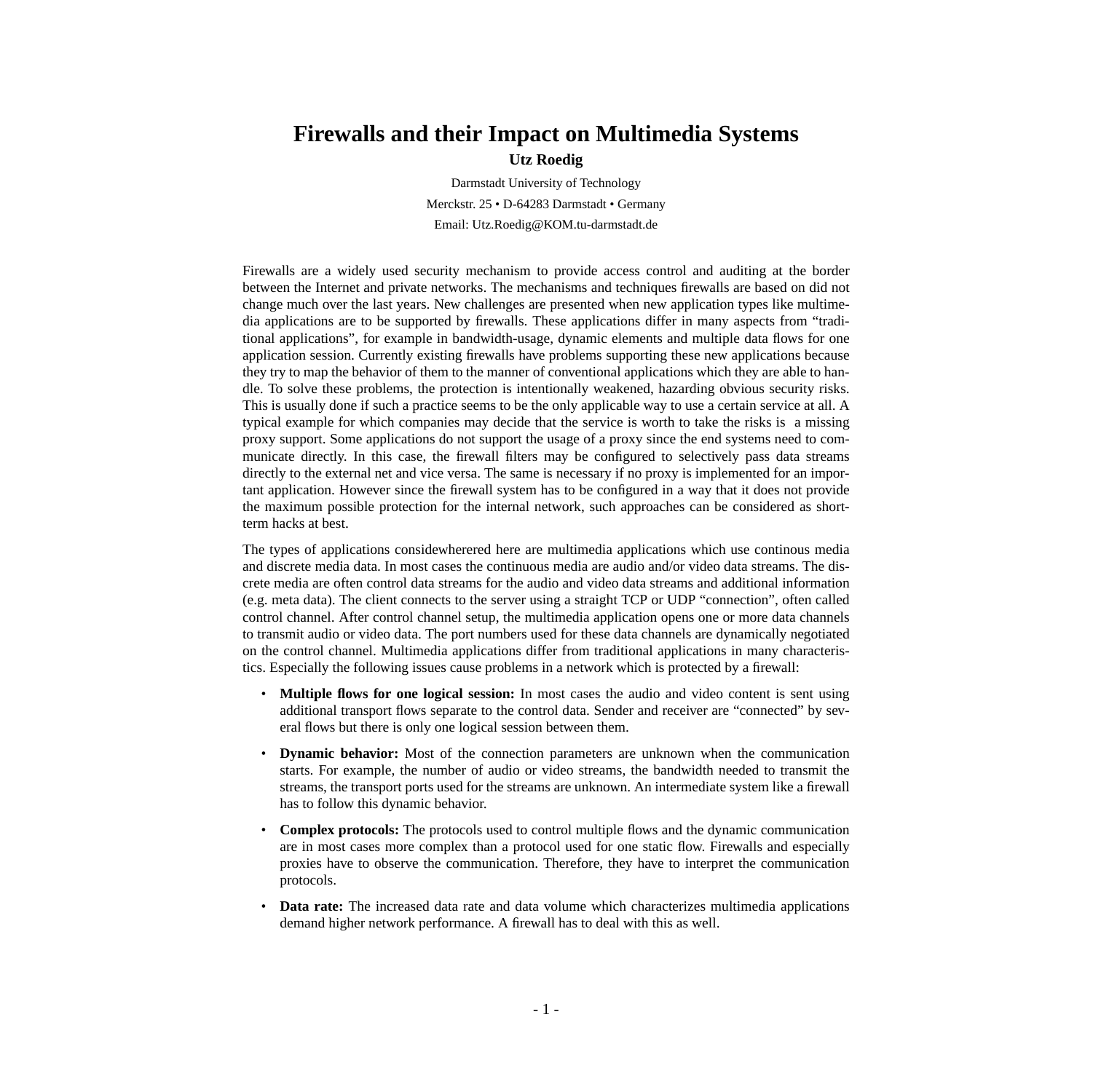# Firewalls and their Impact on Multimedia Systems

**Utz Roedig**

Darmstadt University of Technology

Merckstr. 25 • D-64283 Darmstadt • Germany

Email: Utz.Roedig@KOM.tu-darmstadt.de

Firewalls are a widely used security mechanism to provide access control and auditing at the border between the Internet and private networks. The mechanisms and techniques firewalls are based on did not change much over the last years. New challenges are presented when new application types like multimedia applications are to be supported by firewalls. These applications differ in many aspects from "traditional applications", for example in bandwidth-usage, dynamic elements and multiple data flows for one application session. Currently existing firewalls have problems supporting these new applications because they try to map the behavior of them to the manner of conventional applications which they are able to handle. To solve these problems, the protection is intentionally weakened, hazarding obvious security risks. This is usually done if such a practice seems to be the only applicable way to use a certain service at all. A typical example for which companies may decide that the service is worth to take the risks is a missing proxy support. Some applications do not support the usage of a proxy since the end systems need to communicate directly. In this case, the firewall filters may be configured to selectively pass data streams directly to the external net and vice versa. The same is necessary if no proxy is implemented for an important application. However since the firewall system has to be configured in a way that it does not provide the maximum possible protection for the internal network, such approaches can be considered as short-term hacks at best.

The types of applications considewherered here are multimedia applications which use continous media and discrete media data. In most cases the continuous media are audio and/or video data streams. The discrete media are often control data streams for the audio and video data streams and additional information (e.g. meta data). The client connects to the server using a straight TCP or UDP "connection", often called control channel. After control channel setup, the multimedia application opens one or more data channels to transmit audio or video data. The port numbers used for these data channels are dynamically negotiated on the control channel. Multimedia applications differ from traditional applications in many characteristics. Especially the following issues cause problems in a network which is protected by a firewall:

- **Multiple flows for one logical session:** In most cases the audio and video content is sent using additional transport flows separate to the control data. Sender and receiver are "connected" by several flows but there is only one logical session between them.
- **Dynamic behavior:** Most of the connection parameters are unknown when the communication starts. For example, the number of audio or video streams, the bandwidth needed to transmit the streams, the transport ports used for the streams are unknown. An intermediate system like a firewall has to follow this dynamic behavior.
- **Complex protocols:** The protocols used to control multiple flows and the dynamic communication are in most cases more complex than a protocol used for one static flow. Firewalls and especially proxies have to observe the communication. Therefore, they have to interpret the communication protocols.
- **Data rate:** The increased data rate and data volume which characterizes multimedia applications demand higher network performance. A firewall has to deal with this as well.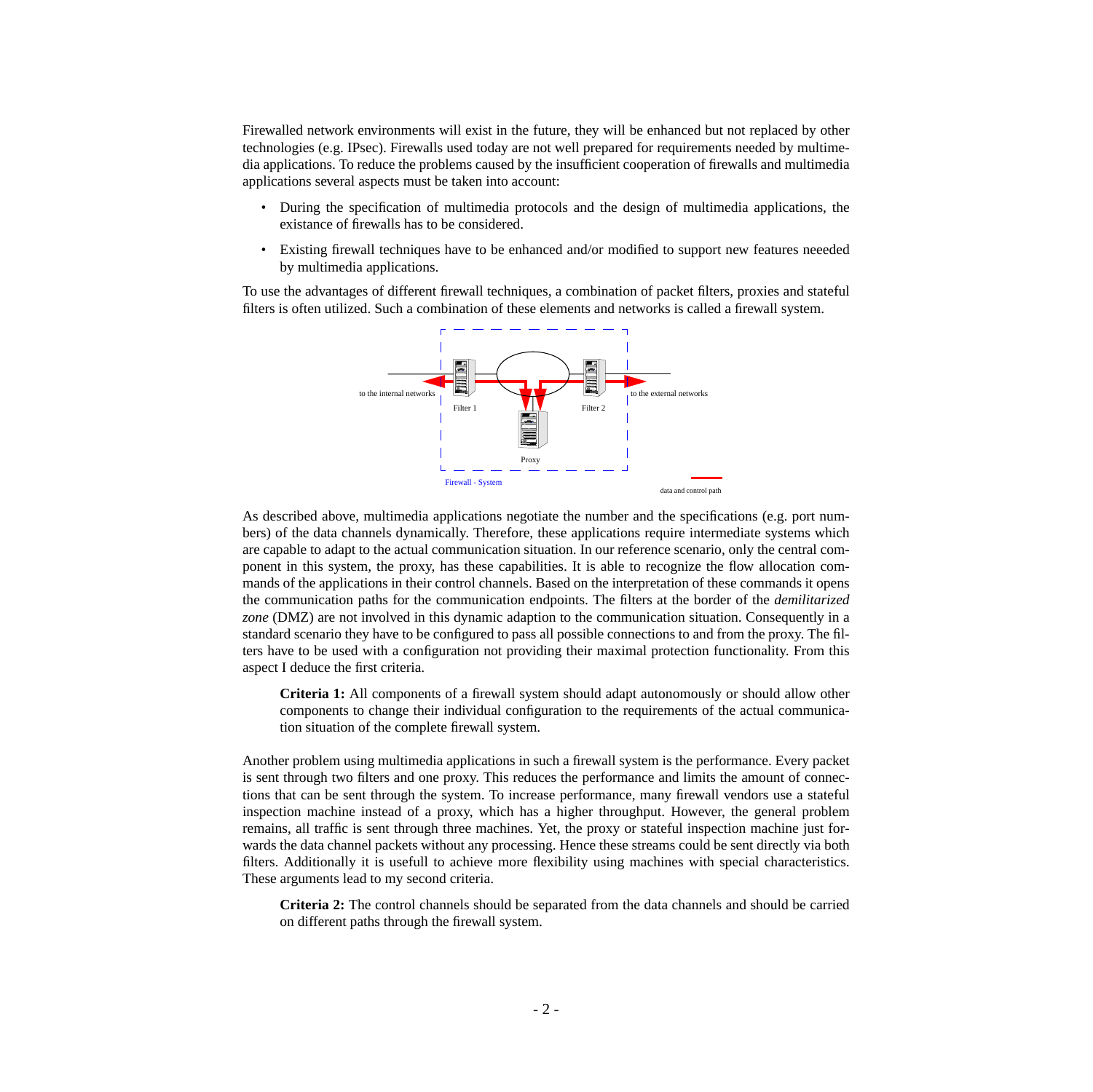Firewalled network environments will exist in the future, they will be enhanced but not replaced by other technologies (e.g. IPsec). Firewalls used today are not well prepared for requirements needed by multimedia applications. To reduce the problems caused by the insufficient cooperation of firewalls and multimedia applications several aspects must be taken into account:

- During the specification of multimedia protocols and the design of multimedia applications, the existance of firewalls has to be considered.
- Existing firewall techniques have to be enhanced and/or modified to support new features neeeded by multimedia applications.

To use the advantages of different firewall techniques, a combination of packet filters, proxies and stateful filters is often utilized. Such a combination of these elements and networks is called a firewall system.

to the internal networks

Filter 1

Filter 2

to the external networks

Proxy

Firewall - System

data and control path

As described above, multimedia applications negotiate the number and the specifications (e.g. port numbers) of the data channels dynamically. Therefore, these applications require intermediate systems which are capable to adapt to the actual communication situation. In our reference scenario, only the central component in this system, the proxy, has these capabilities. It is able to recognize the flow allocation commands of the applications in their control channels. Based on the interpretation of these commands it opens the communication paths for the communication endpoints. The filters at the border of the *demilitarized zone* (DMZ) are not involved in this dynamic adaption to the communication situation. Consequently in a standard scenario they have to be configured to pass all possible connections to and from the proxy. The filters have to be used with a configuration not providing their maximal protection functionality. From this aspect I deduce the first criteria.

> **Criteria 1:** All components of a firewall system should adapt autonomously or should allow other components to change their individual configuration to the requirements of the actual communication situation of the complete firewall system.

Another problem using multimedia applications in such a firewall system is the performance. Every packet is sent through two filters and one proxy. This reduces the performance and limits the amount of connections that can be sent through the system. To increase performance, many firewall vendors use a stateful inspection machine instead of a proxy, which has a higher throughput. However, the general problem remains, all traffic is sent through three machines. Yet, the proxy or stateful inspection machine just forwards the data channel packets without any processing. Hence these streams could be sent directly via both filters. Additionally it is usefull to achieve more flexibility using machines with special characteristics. These arguments lead to my second criteria.

> **Criteria 2:** The control channels should be separated from the data channels and should be carried on different paths through the firewall system.